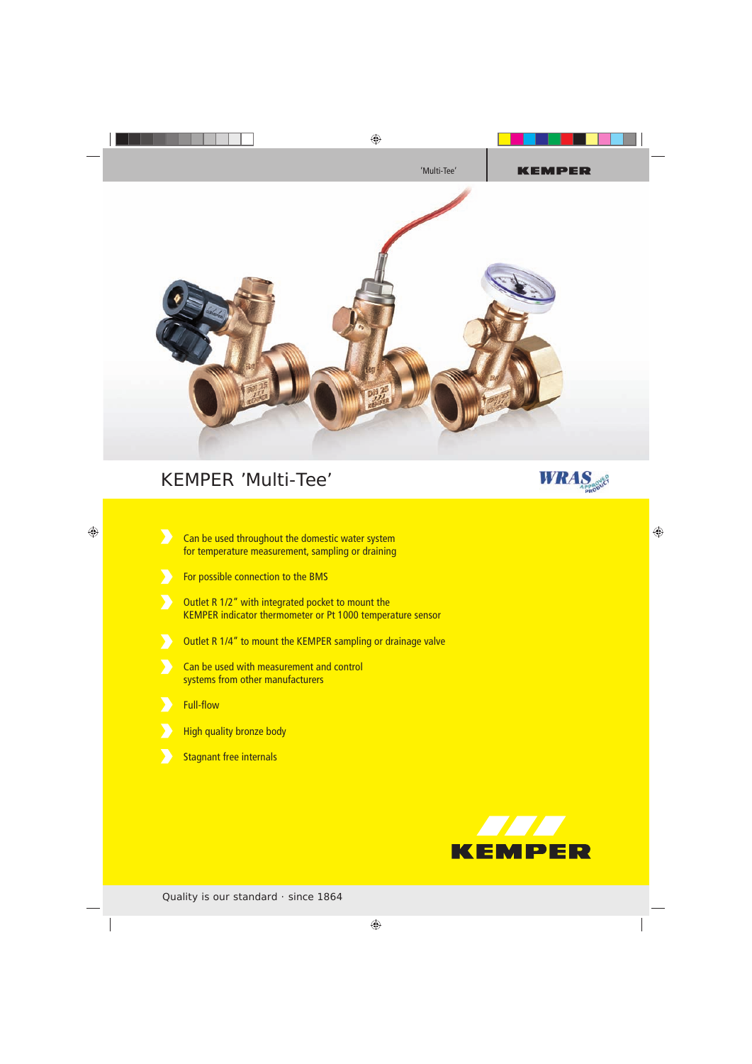# KEMPER 'Multi-Tee'

WRAS APPROVED PRODUCT

- Can be used throughout the domestic water system for temperature measurement, sampling or draining
- For possible connection to the BMS
- Outlet R 1/2" with integrated pocket to mount the KEMPER indicator thermometer or Pt 1000 temperature sensor
- Outlet R 1/4" to mount the KEMPER sampling or drainage valve
- Can be used with measurement and control systems from other manufacturers
- Full-flow
- High quality bronze body
- Stagnant free internals

KEMPER

Quality is our standard · since 1864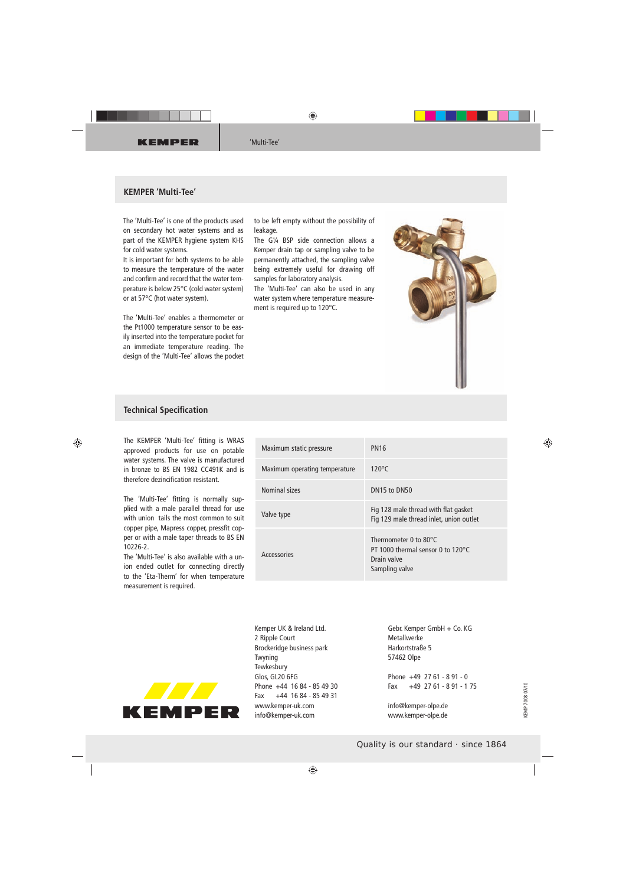## KEMPER 'Multi-Tee'

The 'Multi-Tee' is one of the products used on secondary hot water systems and as part of the KEMPER hygiene system KHS for cold water systems.
It is important for both systems to be able to measure the temperature of the water and confirm and record that the water temperature is below 25°C (cold water system) or at 57°C (hot water system).

The 'Multi-Tee' enables a thermometer or the Pt1000 temperature sensor to be easily inserted into the temperature pocket for an immediate temperature reading. The design of the 'Multi-Tee' allows the pocket to be left empty without the possibility of leakage.
The G¼ BSP side connection allows a Kemper drain tap or sampling valve to be permanently attached, the sampling valve being extremely useful for drawing off samples for laboratory analysis.
The 'Multi-Tee' can also be used in any water system where temperature measurement is required up to 120°C.

## Technical Specification

The KEMPER 'Multi-Tee' fitting is WRAS approved products for use on potable water systems. The valve is manufactured in bronze to BS EN 1982 CC491K and is therefore dezincification resistant.

The 'Multi-Tee' fitting is normally supplied with a male parallel thread for use with union tails the most common to suit copper pipe, Mapress copper, pressfit copper or with a male taper threads to BS EN 10226-2.
The 'Multi-Tee' is also available with a union ended outlet for connecting directly to the 'Eta-Therm' for when temperature measurement is required.

| | |
|---|---|
| Maximum static pressure | PN16 |
| Maximum operating temperature | 120°C |
| Nominal sizes | DN15 to DN50 |
| Valve type | Fig 128 male thread with flat gasket<br>Fig 129 male thread inlet, union outlet |
| Accessories | Thermometer 0 to 80°C<br>PT 1000 thermal sensor 0 to 120°C<br>Drain valve<br>Sampling valve |

KEMPER

Kemper UK & Ireland Ltd.
2 Ripple Court
Brockeridge business park
Twyning
Tewkesbury
Glos, GL20 6FG
Phone +44 16 84 - 85 49 30
Fax +44 16 84 - 85 49 31
www.kemper-uk.com
info@kemper-uk.com

Gebr. Kemper GmbH + Co. KG
Metallwerke
Harkortstraße 5
57462 Olpe

Phone +49 27 61 - 8 91 - 0
Fax +49 27 61 - 8 91 - 1 75

info@kemper-olpe.de
www.kemper-olpe.de

KEMP 7008 07/10

Quality is our standard · since 1864